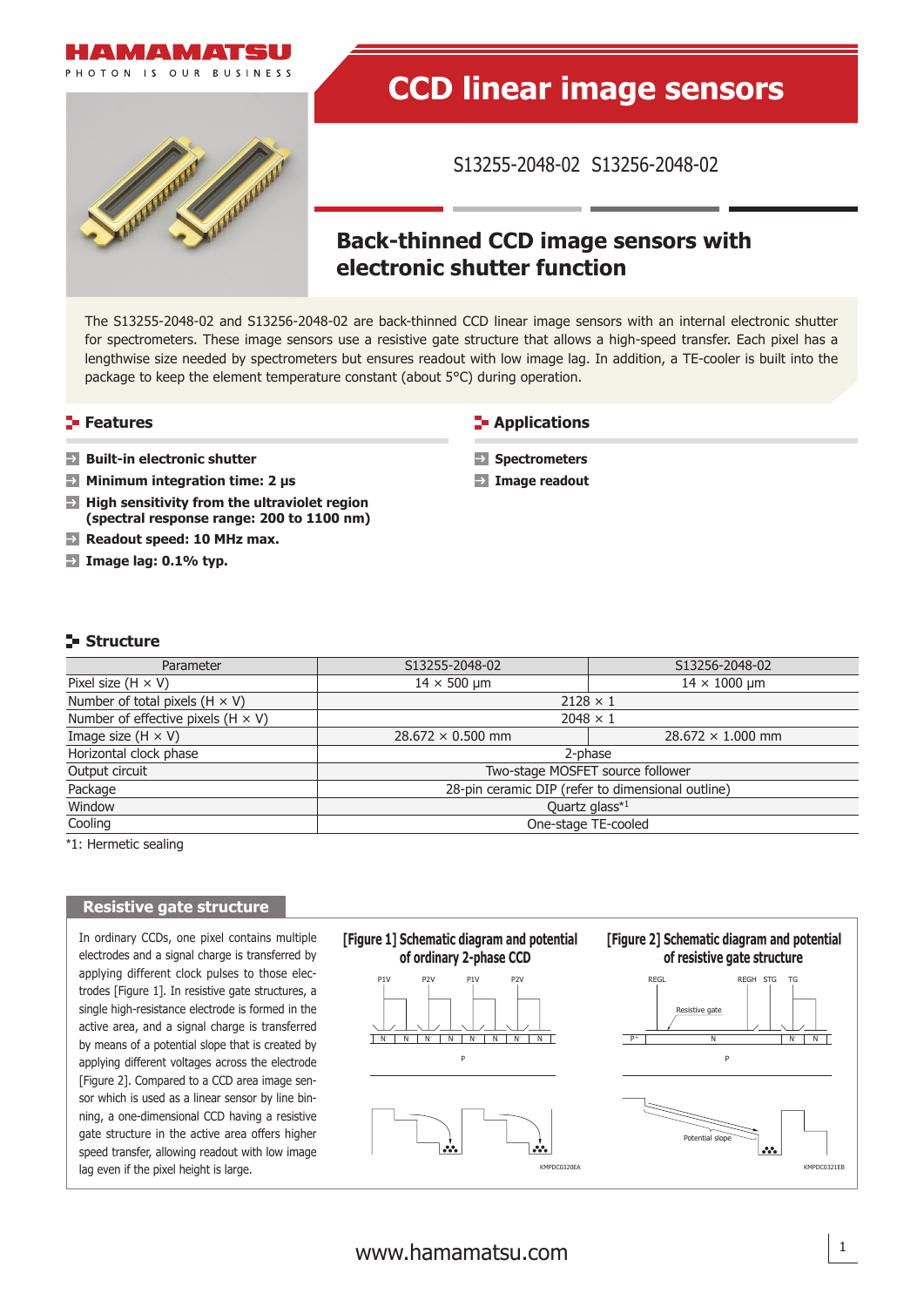# CCD linear image sensors

S13255-2048-02 S13256-2048-02

## Back-thinned CCD image sensors with electronic shutter function

The S13255-2048-02 and S13256-2048-02 are back-thinned CCD linear image sensors with an internal electronic shutter for spectrometers. These image sensors use a resistive gate structure that allows a high-speed transfer. Each pixel has a lengthwise size needed by spectrometers but ensures readout with low image lag. In addition, a TE-cooler is built into the package to keep the element temperature constant (about 5°C) during operation.

## Features

- **Built-in electronic shutter**
- **Minimum integration time: 2 μs**
- **High sensitivity from the ultraviolet region (spectral response range: 200 to 1100 nm)**
- **Readout speed: 10 MHz max.**
- **Image lag: 0.1% typ.**

## Applications

- **Spectrometers**
- **Image readout**

## Structure

| Parameter | S13255-2048-02 | S13256-2048-02 |
|---|---|---|
| Pixel size (H × V) | 14 × 500 μm | 14 × 1000 μm |
| Number of total pixels (H × V) | 2128 × 1 | |
| Number of effective pixels (H × V) | 2048 × 1 | |
| Image size (H × V) | 28.672 × 0.500 mm | 28.672 × 1.000 mm |
| Horizontal clock phase | 2-phase | |
| Output circuit | Two-stage MOSFET source follower | |
| Package | 28-pin ceramic DIP (refer to dimensional outline) | |
| Window | Quartz glass*1 | |
| Cooling | One-stage TE-cooled | |

*1: Hermetic sealing

## Resistive gate structure

In ordinary CCDs, one pixel contains multiple electrodes and a signal charge is transferred by applying different clock pulses to those electrodes [Figure 1]. In resistive gate structures, a single high-resistance electrode is formed in the active area, and a signal charge is transferred by means of a potential slope that is created by applying different voltages across the electrode [Figure 2]. Compared to a CCD area image sensor which is used as a linear sensor by line binning, a one-dimensional CCD having a resistive gate structure in the active area offers higher speed transfer, allowing readout with low image lag even if the pixel height is large.

[Figure 1] Schematic diagram and potential of ordinary 2-phase CCD

KMPDC0320EA

[Figure 2] Schematic diagram and potential of resistive gate structure

KMPDC0321EB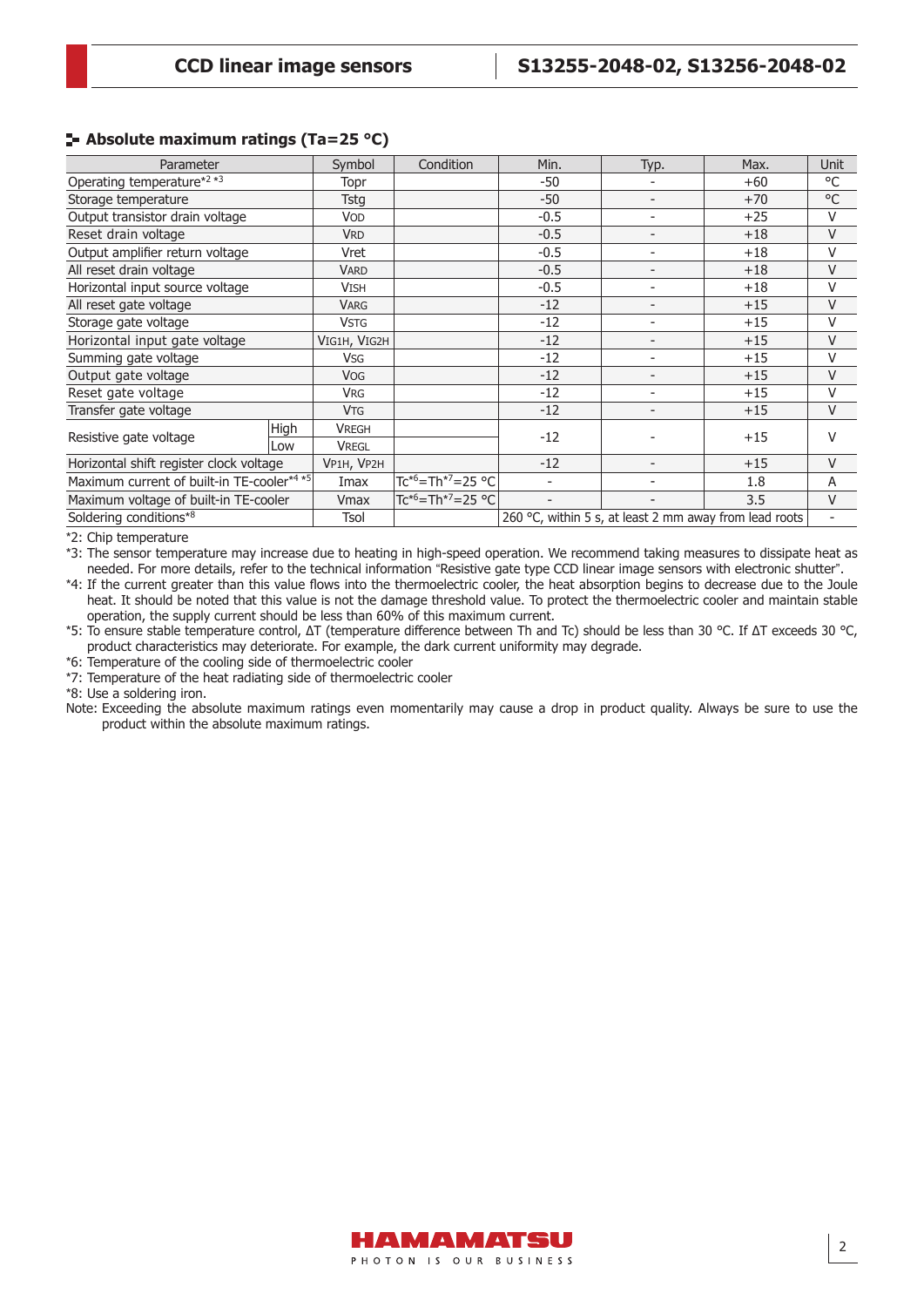## Absolute maximum ratings (Ta=25 °C)

| Parameter | | Symbol | Condition | Min. | Typ. | Max. | Unit |
|---|---|---|---|---|---|---|---|
| Operating temperature[*2 *3] | | Topr | | -50 | - | +60 | °C |
| Storage temperature | | Tstg | | -50 | - | +70 | °C |
| Output transistor drain voltage | | $V_{OD}$ | | -0.5 | - | +25 | V |
| Reset drain voltage | | $V_{RD}$ | | -0.5 | - | +18 | V |
| Output amplifier return voltage | | Vret | | -0.5 | - | +18 | V |
| All reset drain voltage | | $V_{ARD}$ | | -0.5 | - | +18 | V |
| Horizontal input source voltage | | $V_{ISH}$ | | -0.5 | - | +18 | V |
| All reset gate voltage | | $V_{ARG}$ | | -12 | - | +15 | V |
| Storage gate voltage | | $V_{STG}$ | | -12 | - | +15 | V |
| Horizontal input gate voltage | | $V_{IG1H}$, $V_{IG2H}$ | | -12 | - | +15 | V |
| Summing gate voltage | | $V_{SG}$ | | -12 | - | +15 | V |
| Output gate voltage | | $V_{OG}$ | | -12 | - | +15 | V |
| Reset gate voltage | | $V_{RG}$ | | -12 | - | +15 | V |
| Transfer gate voltage | | $V_{TG}$ | | -12 | - | +15 | V |
| Resistive gate voltage | High | $V_{REGH}$ | | -12 | - | +15 | V |
| | Low | $V_{REGL}$ | | | | | |
| Horizontal shift register clock voltage | | $V_{P1H}$, $V_{P2H}$ | | -12 | - | +15 | V |
| Maximum current of built-in TE-cooler[*4 *5] | | Imax | Tc[*6]=Th[*7]=25 °C | - | - | 1.8 | A |
| Maximum voltage of built-in TE-cooler | | Vmax | Tc[*6]=Th[*7]=25 °C | - | - | 3.5 | V |
| Soldering conditions[*8] | | Tsol | | 260 °C, within 5 s, at least 2 mm away from lead roots | | | - |

*2: Chip temperature

*3: The sensor temperature may increase due to heating in high-speed operation. We recommend taking measures to dissipate heat as needed. For more details, refer to the technical information "Resistive gate type CCD linear image sensors with electronic shutter".

*4: If the current greater than this value flows into the thermoelectric cooler, the heat absorption begins to decrease due to the Joule heat. It should be noted that this value is not the damage threshold value. To protect the thermoelectric cooler and maintain stable operation, the supply current should be less than 60% of this maximum current.

*5: To ensure stable temperature control, ΔT (temperature difference between Th and Tc) should be less than 30 °C. If ΔT exceeds 30 °C, product characteristics may deteriorate. For example, the dark current uniformity may degrade.

*6: Temperature of the cooling side of thermoelectric cooler

*7: Temperature of the heat radiating side of thermoelectric cooler

*8: Use a soldering iron.

Note: Exceeding the absolute maximum ratings even momentarily may cause a drop in product quality. Always be sure to use the product within the absolute maximum ratings.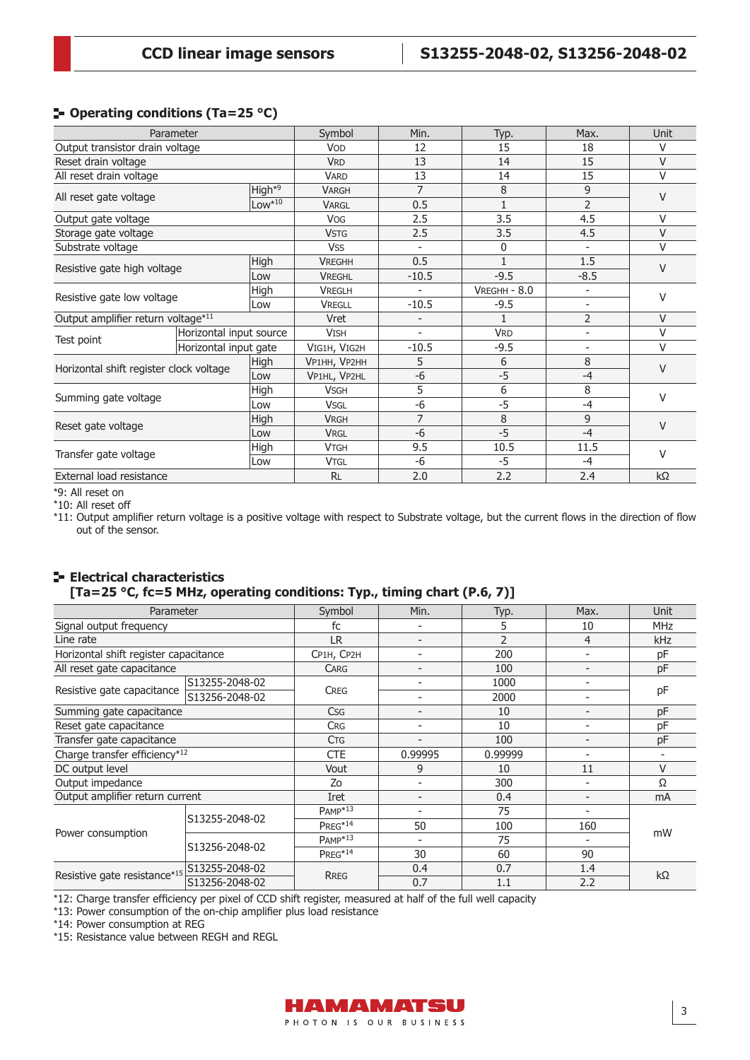## Operating conditions (Ta=25 °C)

| Parameter | | | Symbol | Min. | Typ. | Max. | Unit |
|---|---|---|---|---|---|---|---|
| Output transistor drain voltage | | | VOD | 12 | 15 | 18 | V |
| Reset drain voltage | | | VRD | 13 | 14 | 15 | V |
| All reset drain voltage | | | VARD | 13 | 14 | 15 | V |
| All reset gate voltage | | High[*9] | VARGH | 7 | 8 | 9 | V |
| | | Low[*10] | VARGL | 0.5 | 1 | 2 | |
| Output gate voltage | | | VOG | 2.5 | 3.5 | 4.5 | V |
| Storage gate voltage | | | VSTG | 2.5 | 3.5 | 4.5 | V |
| Substrate voltage | | | VSS | - | 0 | - | V |
| Resistive gate high voltage | | High | VREGHH | 0.5 | 1 | 1.5 | V |
| | | Low | VREGHL | -10.5 | -9.5 | -8.5 | |
| Resistive gate low voltage | | High | VREGLH | - | VREGHH - 8.0 | - | V |
| | | Low | VREGLL | -10.5 | -9.5 | - | |
| Output amplifier return voltage[*11] | | | Vret | - | 1 | 2 | V |
| Test point | Horizontal input source | | VISH | - | VRD | - | V |
| | Horizontal input gate | | VIG1H, VIG2H | -10.5 | -9.5 | - | V |
| Horizontal shift register clock voltage | | High | VP1HH, VP2HH | 5 | 6 | 8 | V |
| | | Low | VP1HL, VP2HL | -6 | -5 | -4 | |
| Summing gate voltage | | High | VSGH | 5 | 6 | 8 | V |
| | | Low | VSGL | -6 | -5 | -4 | |
| Reset gate voltage | | High | VRGH | 7 | 8 | 9 | V |
| | | Low | VRGL | -6 | -5 | -4 | |
| Transfer gate voltage | | High | VTGH | 9.5 | 10.5 | 11.5 | V |
| | | Low | VTGL | -6 | -5 | -4 | |
| External load resistance | | | RL | 2.0 | 2.2 | 2.4 | kΩ |

*9: All reset on
*10: All reset off
*11: Output amplifier return voltage is a positive voltage with respect to Substrate voltage, but the current flows in the direction of flow out of the sensor.

## Electrical characteristics [Ta=25 °C, fc=5 MHz, operating conditions: Typ., timing chart (P.6, 7)]

| Parameter | | Symbol | Min. | Typ. | Max. | Unit |
|---|---|---|---|---|---|---|
| Signal output frequency | | fc | - | 5 | 10 | MHz |
| Line rate | | LR | - | 2 | 4 | kHz |
| Horizontal shift register capacitance | | CP1H, CP2H | - | 200 | - | pF |
| All reset gate capacitance | | CARG | - | 100 | - | pF |
| Resistive gate capacitance | S13255-2048-02 | CREG | - | 1000 | - | pF |
| | S13256-2048-02 | | - | 2000 | - | |
| Summing gate capacitance | | CSG | - | 10 | - | pF |
| Reset gate capacitance | | CRG | - | 10 | - | pF |
| Transfer gate capacitance | | CTG | - | 100 | - | pF |
| Charge transfer efficiency[*12] | | CTE | 0.99995 | 0.99999 | - | - |
| DC output level | | Vout | 9 | 10 | 11 | V |
| Output impedance | | Zo | - | 300 | - | Ω |
| Output amplifier return current | | Iret | - | 0.4 | - | mA |
| Power consumption | S13255-2048-02 | PAMP[*13] | - | 75 | - | mW |
| | | PREG[*14] | 50 | 100 | 160 | |
| | S13256-2048-02 | PAMP[*13] | - | 75 | - | |
| | | PREG[*14] | 30 | 60 | 90 | |
| Resistive gate resistance[*15] | S13255-2048-02 | RREG | 0.4 | 0.7 | 1.4 | kΩ |
| | S13256-2048-02 | | 0.7 | 1.1 | 2.2 | |

*12: Charge transfer efficiency per pixel of CCD shift register, measured at half of the full well capacity
*13: Power consumption of the on-chip amplifier plus load resistance
*14: Power consumption at REG
*15: Resistance value between REGH and REGL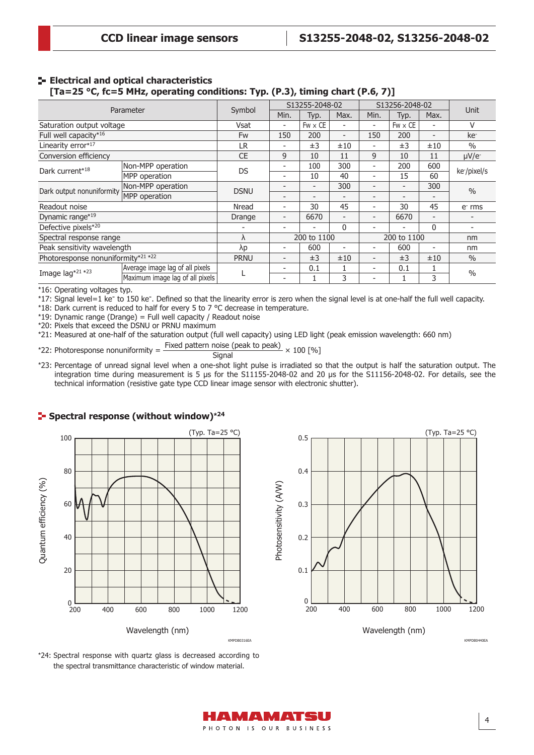## Electrical and optical characteristics

**[Ta=25 °C, fc=5 MHz, operating conditions: Typ. (P.3), timing chart (P.6, 7)]**

| Parameter | | Symbol | S13255-2048-02 | | | S13256-2048-02 | | | Unit |
|---|---|---|---|---|---|---|---|---|---|
| | | | Min. | Typ. | Max. | Min. | Typ. | Max. | |
| Saturation output voltage | | Vsat | - | Fw × CE | - | - | Fw × CE | - | V |
| Full well capacity*16 | | Fw | 150 | 200 | - | 150 | 200 | - | ke⁻ |
| Linearity error*17 | | LR | - | ±3 | ±10 | - | ±3 | ±10 | % |
| Conversion efficiency | | CE | 9 | 10 | 11 | 9 | 10 | 11 | μV/e⁻ |
| Dark current*18 | Non-MPP operation | DS | - | 100 | 300 | - | 200 | 600 | ke⁻/pixel/s |
| | MPP operation | | - | 10 | 40 | - | 15 | 60 | |
| Dark output nonuniformity | Non-MPP operation | DSNU | - | - | 300 | - | - | 300 | % |
| | MPP operation | | - | - | - | - | - | - | |
| Readout noise | | Nread | - | 30 | 45 | - | 30 | 45 | e⁻ rms |
| Dynamic range*19 | | Drange | - | 6670 | - | - | 6670 | - | - |
| Defective pixels*20 | | - | - | - | 0 | - | - | 0 | - |
| Spectral response range | | λ | 200 to 1100 | | | 200 to 1100 | | | nm |
| Peak sensitivity wavelength | | λp | - | 600 | - | - | 600 | - | nm |
| Photoresponse nonuniformity*21 *22 | | PRNU | - | ±3 | ±10 | - | ±3 | ±10 | % |
| Image lag*21 *23 | Average image lag of all pixels | L | - | 0.1 | 1 | - | 0.1 | 1 | % |
| | Maximum image lag of all pixels | | - | 1 | 3 | - | 1 | 3 | |

*16: Operating voltages typ.
*17: Signal level=1 ke⁻ to 150 ke⁻. Defined so that the linearity error is zero when the signal level is at one-half the full well capacity.
*18: Dark current is reduced to half for every 5 to 7 °C decrease in temperature.
*19: Dynamic range (Drange) = Full well capacity / Readout noise
*20: Pixels that exceed the DSNU or PRNU maximum
*21: Measured at one-half of the saturation output (full well capacity) using LED light (peak emission wavelength: 660 nm)

*22: Photoresponse nonuniformity = $\frac{\text{Fixed pattern noise (peak to peak)}}{\text{Signal}} \times 100$ [%]

*23: Percentage of unread signal level when a one-shot light pulse is irradiated so that the output is half the saturation output. The integration time during measurement is 5 μs for the S11155-2048-02 and 20 μs for the S11156-2048-02. For details, see the technical information (resistive gate type CCD linear image sensor with electronic shutter).

## Spectral response (without window)*24

*24: Spectral response with quartz glass is decreased according to the spectral transmittance characteristic of window material.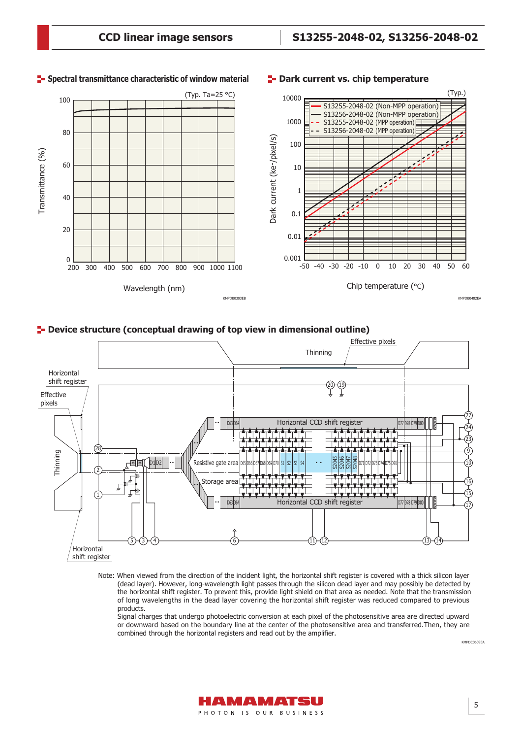## Spectral transmittance characteristic of window material

(Typ. Ta=25 °C)

Transmittance (%) vs. Wavelength (nm)

KMPDB0303EB

## Dark current vs. chip temperature

(Typ.)

- S13255-2048-02 (Non-MPP operation)
- S13256-2048-02 (Non-MPP operation)
- S13255-2048-02 (MPP operation)
- S13256-2048-02 (MPP operation)

Dark current (ke-/pixel/s) vs. Chip temperature (°C)

KMPDB0482EA

## Device structure (conceptual drawing of top view in dimensional outline)

KMPDC0609EA

Note: When viewed from the direction of the incident light, the horizontal shift register is covered with a thick silicon layer (dead layer). However, long-wavelength light passes through the silicon dead layer and may possibly be detected by the horizontal shift register. To prevent this, provide light shield on that area as needed. Note that the transmission of long wavelengths in the dead layer covering the horizontal shift register was reduced compared to previous products.
Signal charges that undergo photoelectric conversion at each pixel of the photosensitive area are directed upward or downward based on the boundary line at the center of the photosensitive area and transferred.Then, they are combined through the horizontal registers and read out by the amplifier.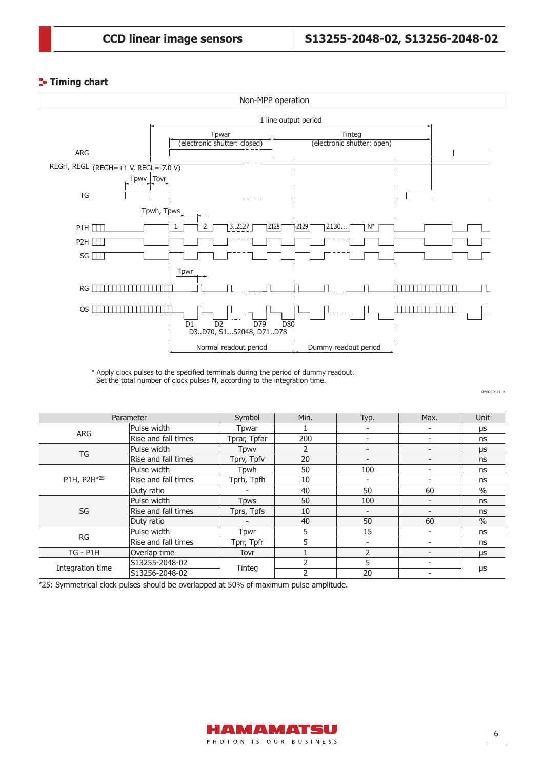## Timing chart

Non-MPP operation

* Apply clock pulses to the specified terminals during the period of dummy readout.
Set the total number of clock pulses N, according to the integration time.

KMPDC0541EB

| Parameter | | Symbol | Min. | Typ. | Max. | Unit |
|---|---|---|---|---|---|---|
| ARG | Pulse width | Tpwar | 1 | - | - | μs |
| | Rise and fall times | Tprar, Tpfar | 200 | - | - | ns |
| TG | Pulse width | Tpwv | 2 | - | - | μs |
| | Rise and fall times | Tprv, Tpfv | 20 | - | - | ns |
| P1H, P2H*25 | Pulse width | Tpwh | 50 | 100 | - | ns |
| | Rise and fall times | Tprh, Tpfh | 10 | - | - | ns |
| | Duty ratio | - | 40 | 50 | 60 | % |
| SG | Pulse width | Tpws | 50 | 100 | - | ns |
| | Rise and fall times | Tprs, Tpfs | 10 | - | - | ns |
| | Duty ratio | - | 40 | 50 | 60 | % |
| RG | Pulse width | Tpwr | 5 | 15 | - | ns |
| | Rise and fall times | Tprr, Tpfr | 5 | - | - | ns |
| TG - P1H | Overlap time | Tovr | 1 | 2 | - | μs |
| Integration time | S13255-2048-02 | Tinteg | 2 | 5 | - | μs |
| | S13256-2048-02 | | 2 | 20 | - | |

*25: Symmetrical clock pulses should be overlapped at 50% of maximum pulse amplitude.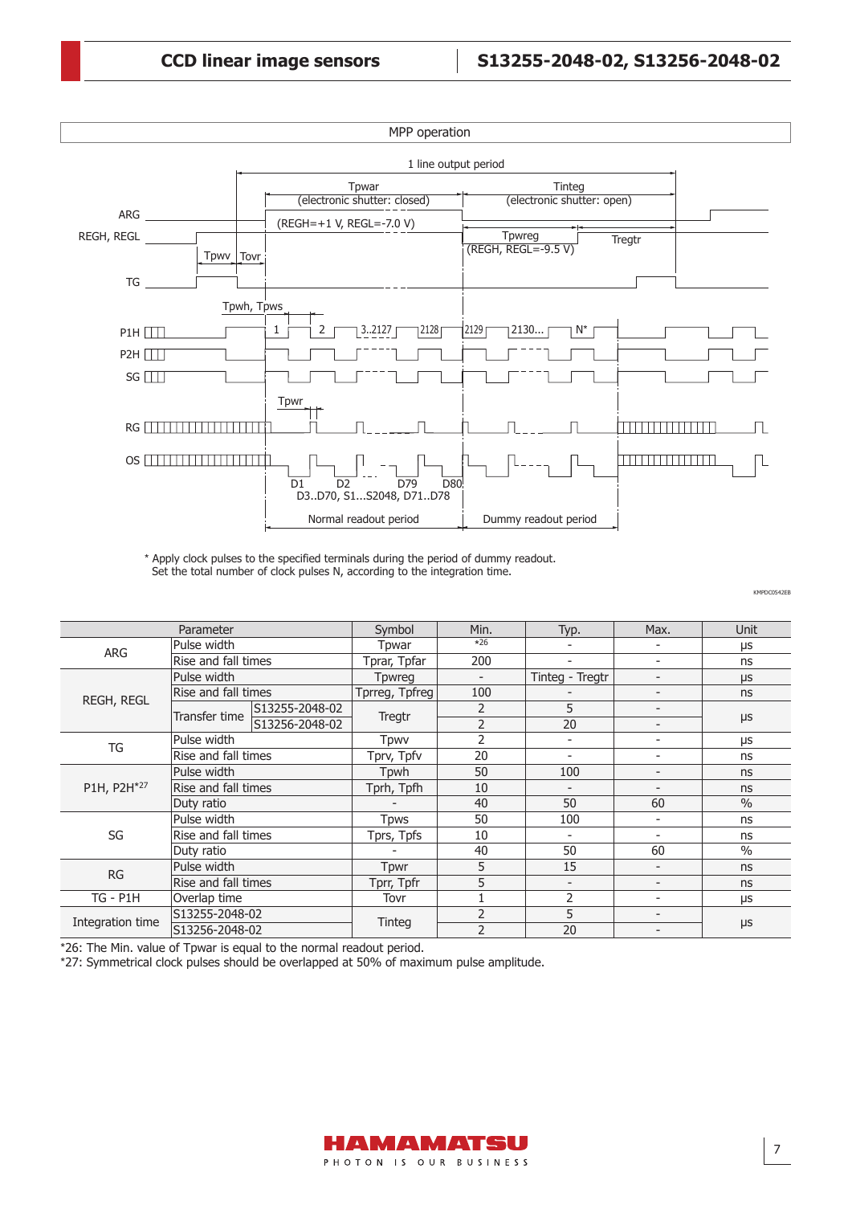MPP operation

1 line output period

Tpwar (electronic shutter: closed) | Tinteg (electronic shutter: open)

ARG, REGH, REGL (REGH=+1 V, REGL=-7.0 V), Tpwreg (REGH, REGL=-9.5 V), Tregtr

TG, Tpwv, Tovr

Tpwh, Tpws

P1H, P2H, SG: 1, 2, 3..2127, 2128, 2129, 2130..., N*

RG: Tpwr

OS: D1, D2, D79, D80; D3..D70, S1...S2048, D71..D78

Normal readout period | Dummy readout period

\* Apply clock pulses to the specified terminals during the period of dummy readout.
Set the total number of clock pulses N, according to the integration time.

KMPDC0542EB

| Parameter | | | Symbol | Min. | Typ. | Max. | Unit |
|---|---|---|---|---|---|---|---|
| ARG | Pulse width | | Tpwar | *26 | - | - | μs |
| | Rise and fall times | | Tprar, Tpfar | 200 | - | - | ns |
| REGH, REGL | Pulse width | | Tpwreg | - | Tinteg - Tregtr | - | μs |
| | Rise and fall times | | Tprreg, Tpfreg | 100 | - | - | ns |
| | Transfer time | S13255-2048-02 | Tregtr | 2 | 5 | - | μs |
| | | S13256-2048-02 | | 2 | 20 | - | |
| TG | Pulse width | | Tpwv | 2 | - | - | μs |
| | Rise and fall times | | Tprv, Tpfv | 20 | - | - | ns |
| P1H, P2H*27 | Pulse width | | Tpwh | 50 | 100 | - | ns |
| | Rise and fall times | | Tprh, Tpfh | 10 | - | - | ns |
| | Duty ratio | | - | 40 | 50 | 60 | % |
| SG | Pulse width | | Tpws | 50 | 100 | - | ns |
| | Rise and fall times | | Tprs, Tpfs | 10 | - | - | ns |
| | Duty ratio | | - | 40 | 50 | 60 | % |
| RG | Pulse width | | Tpwr | 5 | 15 | - | ns |
| | Rise and fall times | | Tprr, Tpfr | 5 | - | - | ns |
| TG - P1H | Overlap time | | Tovr | 1 | 2 | - | μs |
| Integration time | S13255-2048-02 | | Tinteg | 2 | 5 | - | μs |
| | S13256-2048-02 | | | 2 | 20 | - | |

*26: The Min. value of Tpwar is equal to the normal readout period.
*27: Symmetrical clock pulses should be overlapped at 50% of maximum pulse amplitude.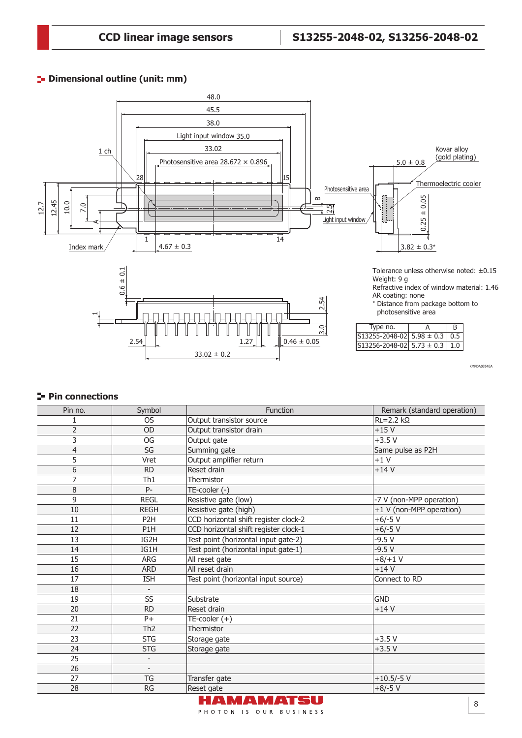## Dimensional outline (unit: mm)

Tolerance unless otherwise noted: ±0.15
Weight: 9 g
Refractive index of window material: 1.46
AR coating: none
* Distance from package bottom to photosensitive area

| Type no. | A | B |
|---|---|---|
| S13255-2048-02 | 5.98 ± 0.3 | 0.5 |
| S13256-2048-02 | 5.73 ± 0.3 | 1.0 |

KMPDA0354EA

## Pin connections

| Pin no. | Symbol | Function | Remark (standard operation) |
|---|---|---|---|
| 1 | OS | Output transistor source | RL=2.2 kΩ |
| 2 | OD | Output transistor drain | +15 V |
| 3 | OG | Output gate | +3.5 V |
| 4 | SG | Summing gate | Same pulse as P2H |
| 5 | Vret | Output amplifier return | +1 V |
| 6 | RD | Reset drain | +14 V |
| 7 | Th1 | Thermistor | |
| 8 | P- | TE-cooler (-) | |
| 9 | REGL | Resistive gate (low) | -7 V (non-MPP operation) |
| 10 | REGH | Resistive gate (high) | +1 V (non-MPP operation) |
| 11 | P2H | CCD horizontal shift register clock-2 | +6/-5 V |
| 12 | P1H | CCD horizontal shift register clock-1 | +6/-5 V |
| 13 | IG2H | Test point (horizontal input gate-2) | -9.5 V |
| 14 | IG1H | Test point (horizontal input gate-1) | -9.5 V |
| 15 | ARG | All reset gate | +8/+1 V |
| 16 | ARD | All reset drain | +14 V |
| 17 | ISH | Test point (horizontal input source) | Connect to RD |
| 18 | - | | |
| 19 | SS | Substrate | GND |
| 20 | RD | Reset drain | +14 V |
| 21 | P+ | TE-cooler (+) | |
| 22 | Th2 | Thermistor | |
| 23 | STG | Storage gate | +3.5 V |
| 24 | STG | Storage gate | +3.5 V |
| 25 | - | | |
| 26 | - | | |
| 27 | TG | Transfer gate | +10.5/-5 V |
| 28 | RG | Reset gate | +8/-5 V |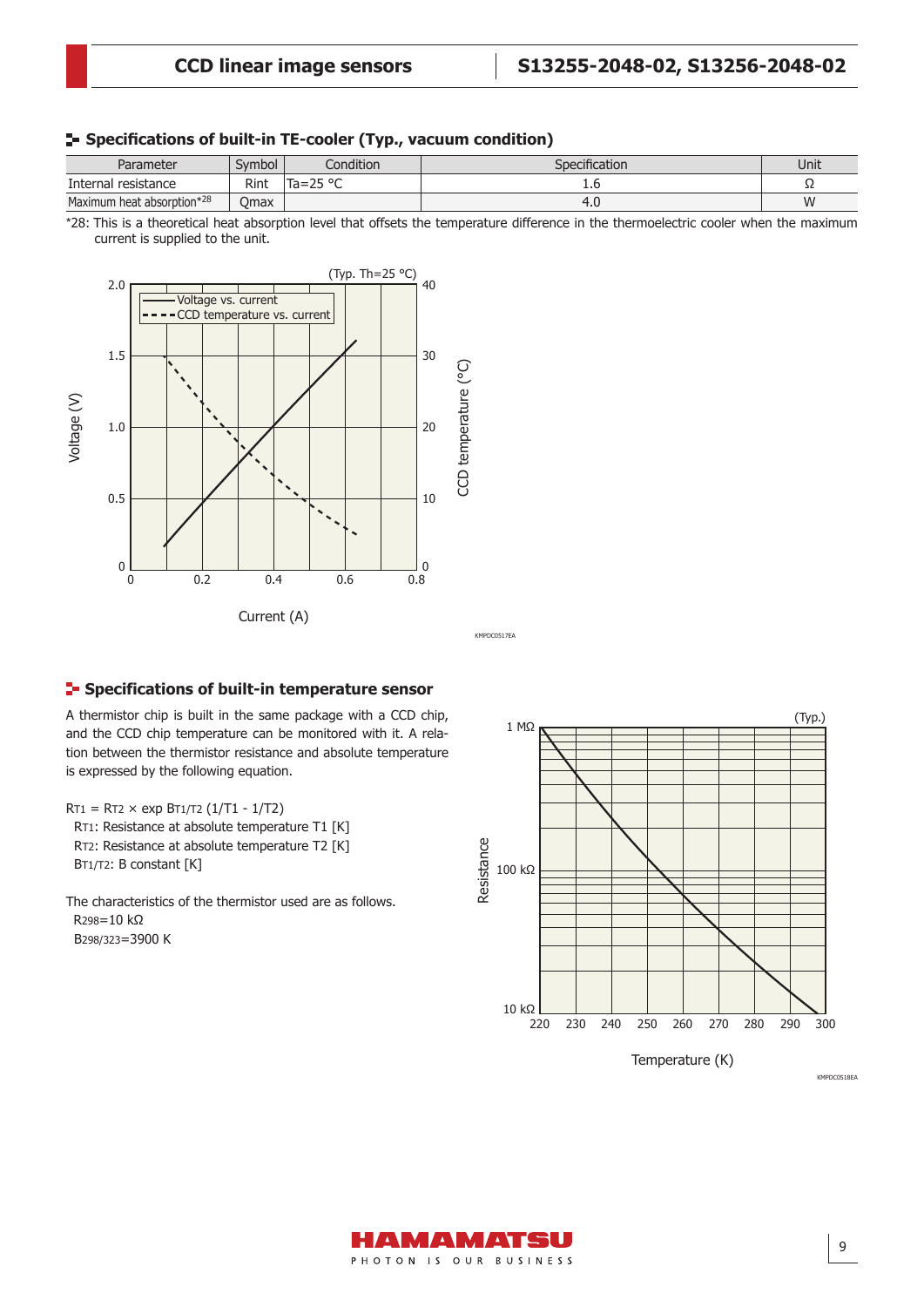## Specifications of built-in TE-cooler (Typ., vacuum condition)

| Parameter | Symbol | Condition | Specification | Unit |
|---|---|---|---|---|
| Internal resistance | Rint | Ta=25 °C | 1.6 | Ω |
| Maximum heat absorption*28 | Qmax | | 4.0 | W |

*28: This is a theoretical heat absorption level that offsets the temperature difference in the thermoelectric cooler when the maximum current is supplied to the unit.

(Typ. Th=25 °C)

Voltage vs. current
CCD temperature vs. current

Voltage (V) | CCD temperature (°C) | Current (A)

KMPDC0517EA

## Specifications of built-in temperature sensor

A thermistor chip is built in the same package with a CCD chip, and the CCD chip temperature can be monitored with it. A relation between the thermistor resistance and absolute temperature is expressed by the following equation.

$R_{T1} = R_{T2} \times \exp B_{T1/T2} (1/T1 - 1/T2)$

- $R_{T1}$: Resistance at absolute temperature T1 [K]
- $R_{T2}$: Resistance at absolute temperature T2 [K]
- $B_{T1/T2}$: B constant [K]

The characteristics of the thermistor used are as follows.

- $R_{298}$=10 kΩ
- $B_{298/323}$=3900 K

(Typ.)

Resistance | Temperature (K)

KMPDC0518EA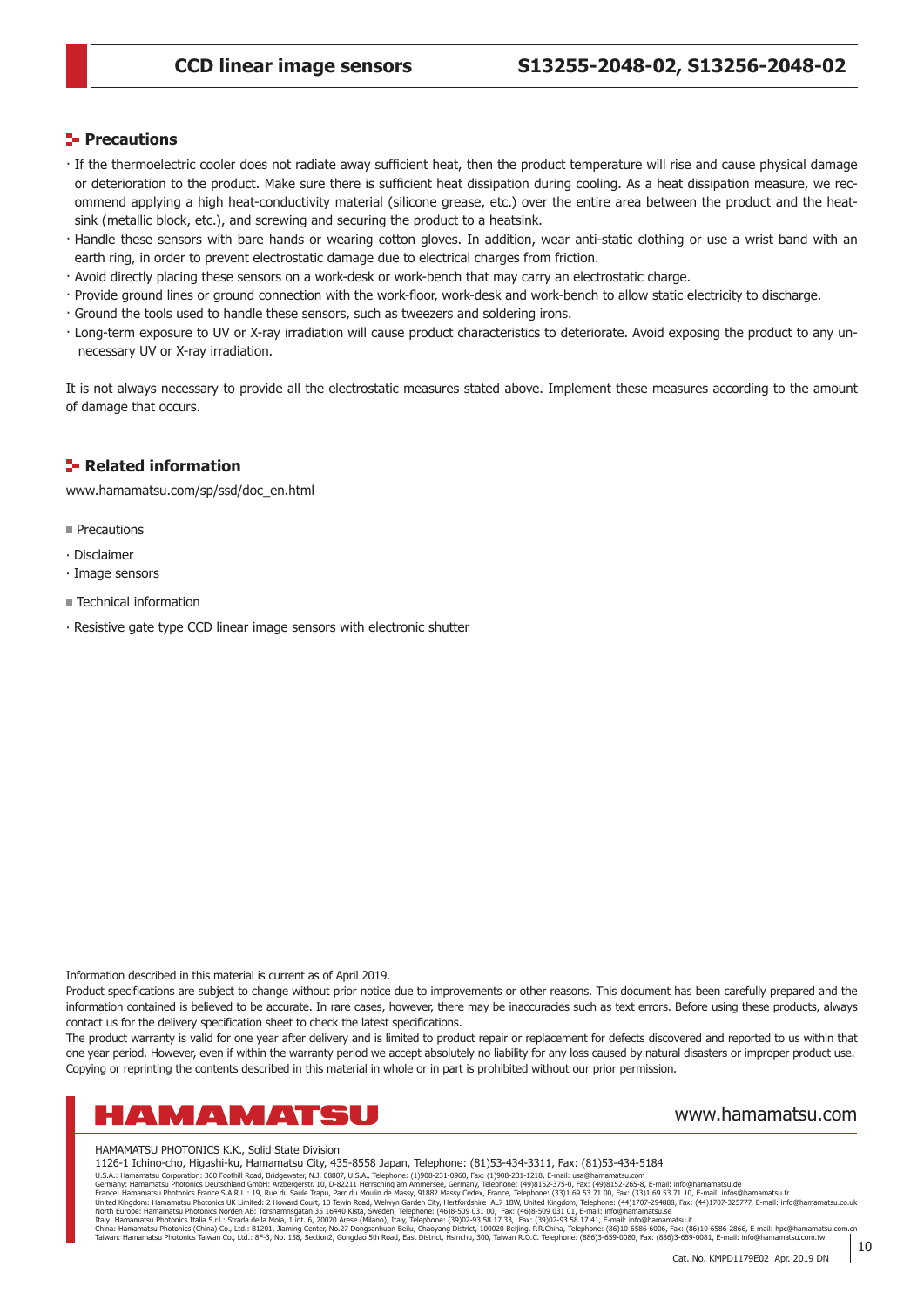## Precautions

- If the thermoelectric cooler does not radiate away sufficient heat, then the product temperature will rise and cause physical damage or deterioration to the product. Make sure there is sufficient heat dissipation during cooling. As a heat dissipation measure, we recommend applying a high heat-conductivity material (silicone grease, etc.) over the entire area between the product and the heatsink (metallic block, etc.), and screwing and securing the product to a heatsink.
- Handle these sensors with bare hands or wearing cotton gloves. In addition, wear anti-static clothing or use a wrist band with an earth ring, in order to prevent electrostatic damage due to electrical charges from friction.
- Avoid directly placing these sensors on a work-desk or work-bench that may carry an electrostatic charge.
- Provide ground lines or ground connection with the work-floor, work-desk and work-bench to allow static electricity to discharge.
- Ground the tools used to handle these sensors, such as tweezers and soldering irons.
- Long-term exposure to UV or X-ray irradiation will cause product characteristics to deteriorate. Avoid exposing the product to any unnecessary UV or X-ray irradiation.

It is not always necessary to provide all the electrostatic measures stated above. Implement these measures according to the amount of damage that occurs.

## Related information

www.hamamatsu.com/sp/ssd/doc_en.html

■ Precautions

- Disclaimer
- Image sensors

■ Technical information

- Resistive gate type CCD linear image sensors with electronic shutter

Information described in this material is current as of April 2019.

Product specifications are subject to change without prior notice due to improvements or other reasons. This document has been carefully prepared and the information contained is believed to be accurate. In rare cases, however, there may be inaccuracies such as text errors. Before using these products, always contact us for the delivery specification sheet to check the latest specifications.

The product warranty is valid for one year after delivery and is limited to product repair or replacement for defects discovered and reported to us within that one year period. However, even if within the warranty period we accept absolutely no liability for any loss caused by natural disasters or improper product use. Copying or reprinting the contents described in this material in whole or in part is prohibited without our prior permission.

**HAMAMATSU**

www.hamamatsu.com

HAMAMATSU PHOTONICS K.K., Solid State Division

1126-1 Ichino-cho, Higashi-ku, Hamamatsu City, 435-8558 Japan, Telephone: (81)53-434-3311, Fax: (81)53-434-5184

U.S.A.: Hamamatsu Corporation: 360 Foothill Road, Bridgewater, N.J. 08807, U.S.A., Telephone: (1)908-231-0960, Fax: (1)908-231-1218, E-mail: usa@hamamatsu.com
Germany: Hamamatsu Photonics Deutschland GmbH: Arzbergerstr. 10, D-82211 Herrsching am Ammersee, Germany, Telephone: (49)8152-375-0, Fax: (49)8152-265-8, E-mail: info@hamamatsu.de
France: Hamamatsu Photonics France S.A.R.L.: 19, Rue du Saule Trapu, Parc du Moulin de Massy, 91882 Massy Cedex, France, Telephone: (33)1 69 53 71 00, Fax: (33)1 69 53 71 10, E-mail: infos@hamamatsu.fr
United Kingdom: Hamamatsu Photonics UK Limited: 2 Howard Court, 10 Tewin Road, Welwyn Garden City, Hertfordshire AL7 1BW, United Kingdom, Telephone: (44)1707-294888, Fax: (44)1707-325777, E-mail: info@hamamatsu.co.uk
North Europe: Hamamatsu Photonics Norden AB: Torshamnsgatan 35 16440 Kista, Sweden, Telephone: (46)8-509 031 00, Fax: (46)8-509 031 01, E-mail: info@hamamatsu.se
Italy: Hamamatsu Photonics Italia S.r.l.: Strada della Moia, 1 int. 6, 20020 Arese (Milano), Italy, Telephone: (39)02-93 58 17 33, Fax: (39)02-93 58 17 41, E-mail: info@hamamatsu.it
China: Hamamatsu Photonics (China) Co., Ltd.: B1201, Jiaming Center, No.27 Dongsanhuan Beilu, Chaoyang District, 100020 Beijing, P.R.China, Telephone: (86)10-6586-6006, Fax: (86)10-6586-2866, E-mail: hpc@hamamatsu.com.cn
Taiwan: Hamamatsu Photonics Taiwan Co., Ltd.: 8F-3, No. 158, Section2, Gongdao 5th Road, East District, Hsinchu, 300, Taiwan R.O.C. Telephone: (886)3-659-0080, Fax: (886)3-659-0081, E-mail: info@hamamatsu.com.tw

Cat. No. KMPD1179E02 Apr. 2019 DN